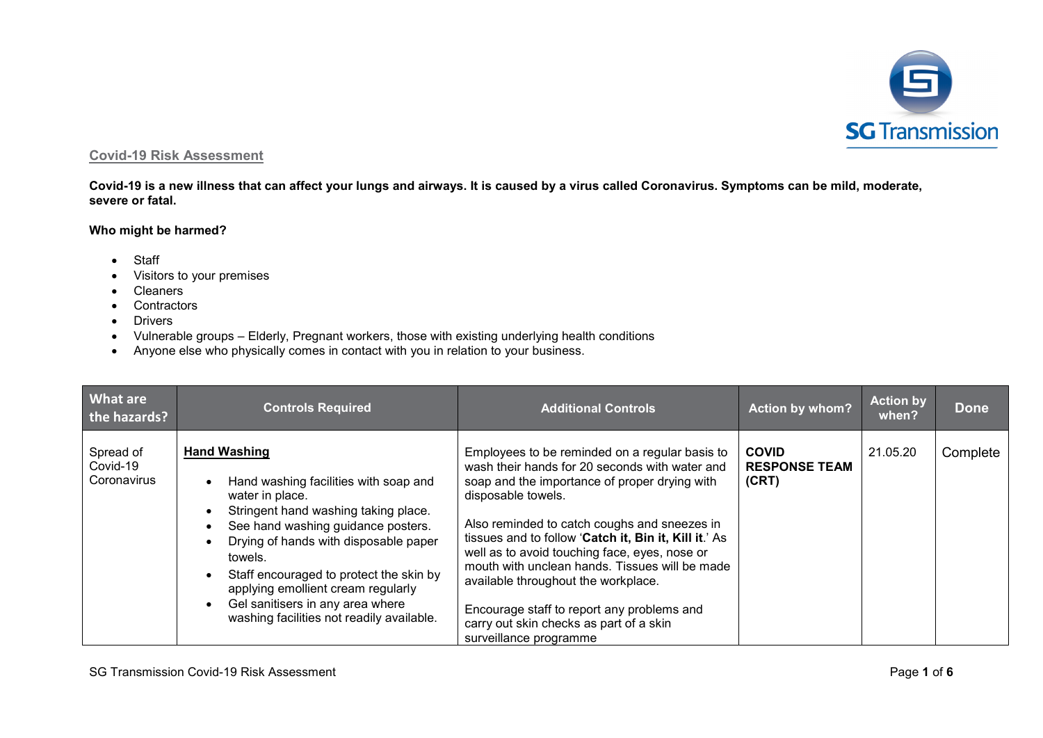## Covid-19 Risk Assessment

**Covid-19 is a new illness that can affect your lungs and airways. It is caused by a virus called Coronavirus. Symptoms can be mild, moderate, severe or fatal.**

**Who might be harmed?**

- Staff
- Visitors to your premises
- Cleaners
- Contractors
- Drivers
- Vulnerable groups – Elderly, Pregnant workers, those with existing underlying health conditions
- Anyone else who physically comes in contact with you in relation to your business.

| What are the hazards? | Controls Required | Additional Controls | Action by whom? | Action by when? | Done |
|---|---|---|---|---|---|
| Spread of Covid-19 Coronavirus | **Hand Washing**<br><br>• Hand washing facilities with soap and water in place.<br>• Stringent hand washing taking place.<br>• See hand washing guidance posters.<br>• Drying of hands with disposable paper towels.<br>• Staff encouraged to protect the skin by applying emollient cream regularly<br>• Gel sanitisers in any area where washing facilities not readily available. | Employees to be reminded on a regular basis to wash their hands for 20 seconds with water and soap and the importance of proper drying with disposable towels.<br><br>Also reminded to catch coughs and sneezes in tissues and to follow '**Catch it, Bin it, Kill it**.' As well as to avoid touching face, eyes, nose or mouth with unclean hands. Tissues will be made available throughout the workplace.<br><br>Encourage staff to report any problems and carry out skin checks as part of a skin surveillance programme | **COVID RESPONSE TEAM (CRT)** | 21.05.20 | Complete |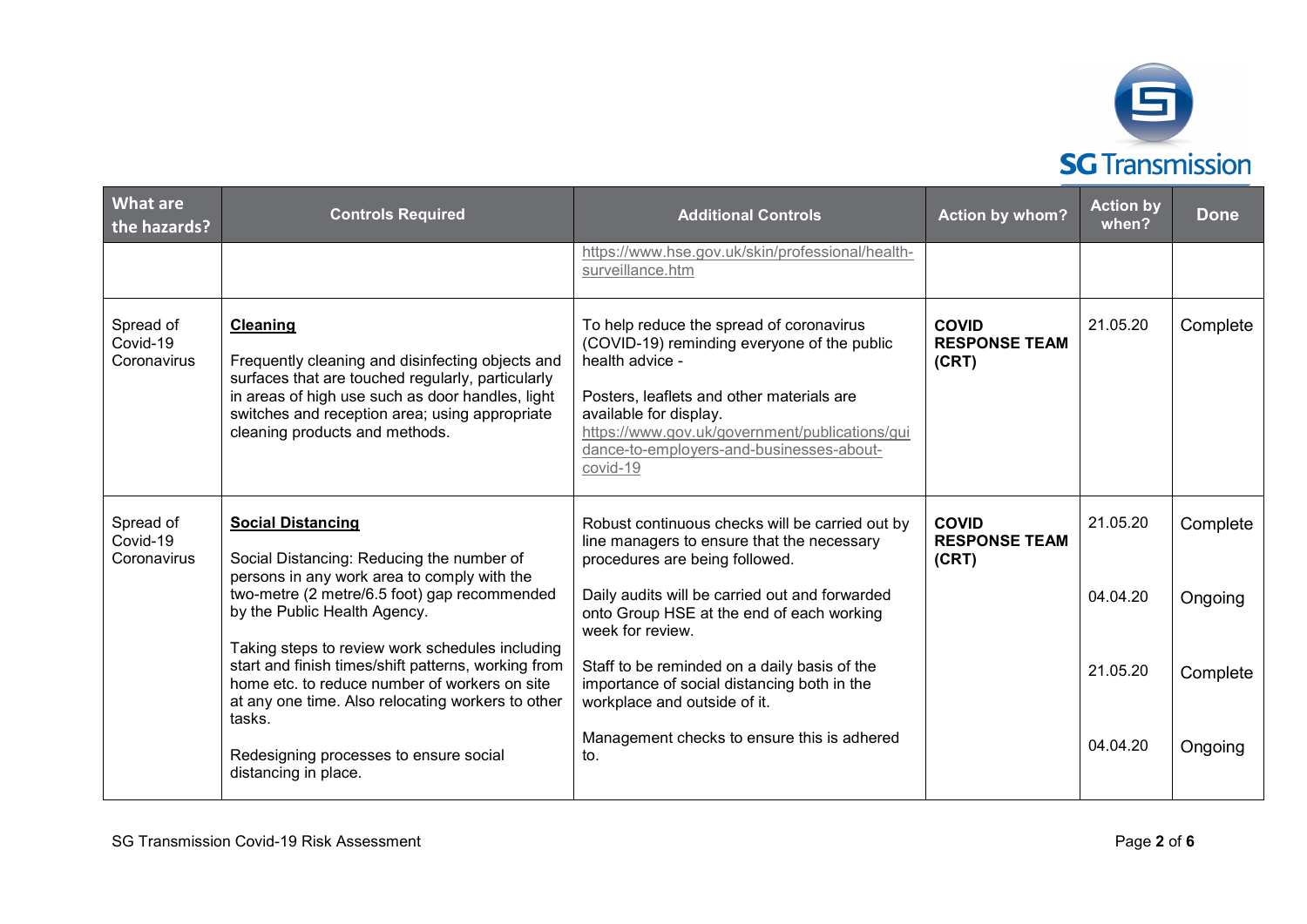| What are the hazards? | Controls Required | Additional Controls | Action by whom? | Action by when? | Done |
|---|---|---|---|---|---|
| | | https://www.hse.gov.uk/skin/professional/health-surveillance.htm | | | |
| Spread of Covid-19 Coronavirus | **Cleaning**<br><br>Frequently cleaning and disinfecting objects and surfaces that are touched regularly, particularly in areas of high use such as door handles, light switches and reception area; using appropriate cleaning products and methods. | To help reduce the spread of coronavirus (COVID-19) reminding everyone of the public health advice -<br><br>Posters, leaflets and other materials are available for display.<br>https://www.gov.uk/government/publications/guidance-to-employers-and-businesses-about-covid-19 | **COVID RESPONSE TEAM (CRT)** | 21.05.20 | Complete |
| Spread of Covid-19 Coronavirus | **Social Distancing**<br><br>Social Distancing: Reducing the number of persons in any work area to comply with the two-metre (2 metre/6.5 foot) gap recommended by the Public Health Agency.<br><br>Taking steps to review work schedules including start and finish times/shift patterns, working from home etc. to reduce number of workers on site at any one time. Also relocating workers to other tasks.<br><br>Redesigning processes to ensure social distancing in place. | Robust continuous checks will be carried out by line managers to ensure that the necessary procedures are being followed.<br><br>Daily audits will be carried out and forwarded onto Group HSE at the end of each working week for review.<br><br>Staff to be reminded on a daily basis of the importance of social distancing both in the workplace and outside of it.<br><br>Management checks to ensure this is adhered to. | **COVID RESPONSE TEAM (CRT)** | 21.05.20<br><br>04.04.20<br><br>21.05.20<br><br>04.04.20 | Complete<br><br>Ongoing<br><br>Complete<br><br>Ongoing |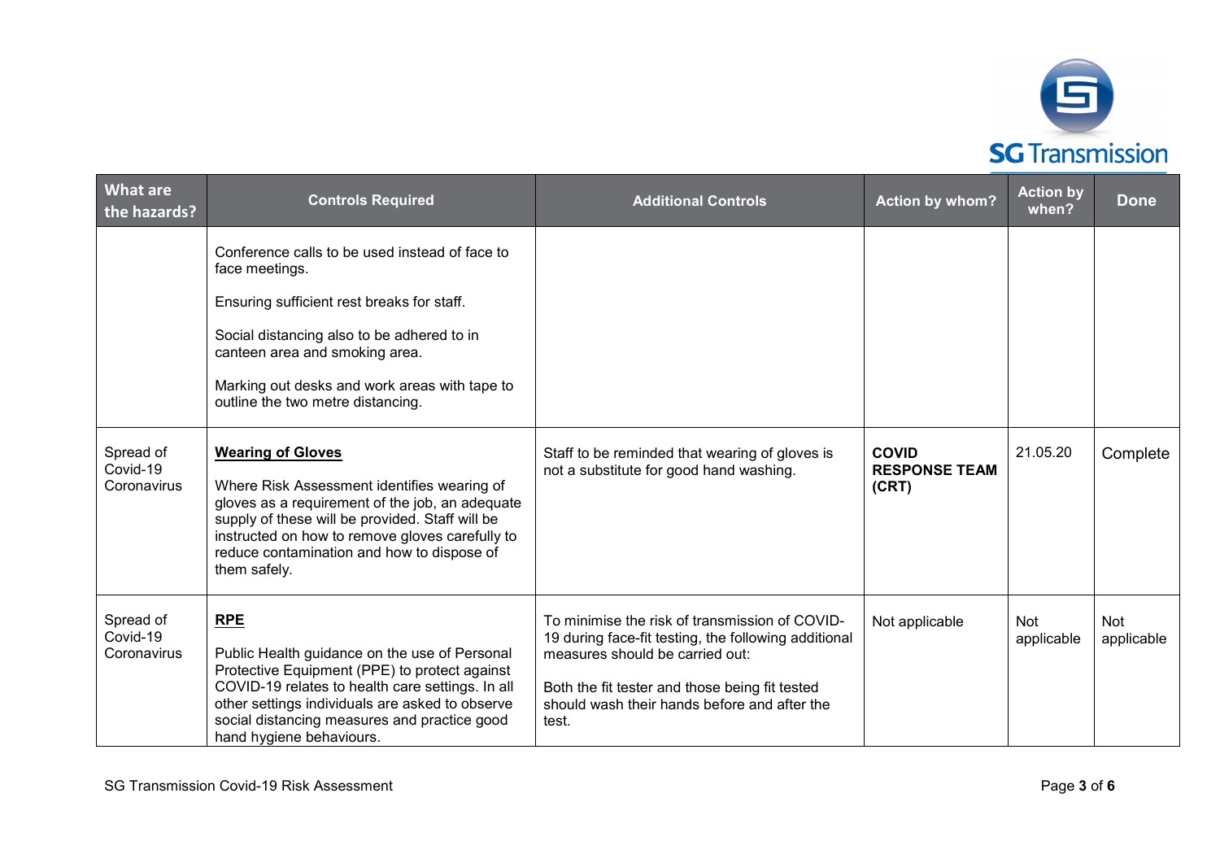| What are the hazards? | Controls Required | Additional Controls | Action by whom? | Action by when? | Done |
|---|---|---|---|---|---|
| | Conference calls to be used instead of face to face meetings.<br><br>Ensuring sufficient rest breaks for staff.<br><br>Social distancing also to be adhered to in canteen area and smoking area.<br><br>Marking out desks and work areas with tape to outline the two metre distancing. | | | | |
| Spread of Covid-19 Coronavirus | **Wearing of Gloves**<br><br>Where Risk Assessment identifies wearing of gloves as a requirement of the job, an adequate supply of these will be provided. Staff will be instructed on how to remove gloves carefully to reduce contamination and how to dispose of them safely. | Staff to be reminded that wearing of gloves is not a substitute for good hand washing. | **COVID RESPONSE TEAM (CRT)** | 21.05.20 | Complete |
| Spread of Covid-19 Coronavirus | **RPE**<br><br>Public Health guidance on the use of Personal Protective Equipment (PPE) to protect against COVID-19 relates to health care settings. In all other settings individuals are asked to observe social distancing measures and practice good hand hygiene behaviours. | To minimise the risk of transmission of COVID-19 during face-fit testing, the following additional measures should be carried out:<br><br>Both the fit tester and those being fit tested should wash their hands before and after the test. | Not applicable | Not applicable | Not applicable |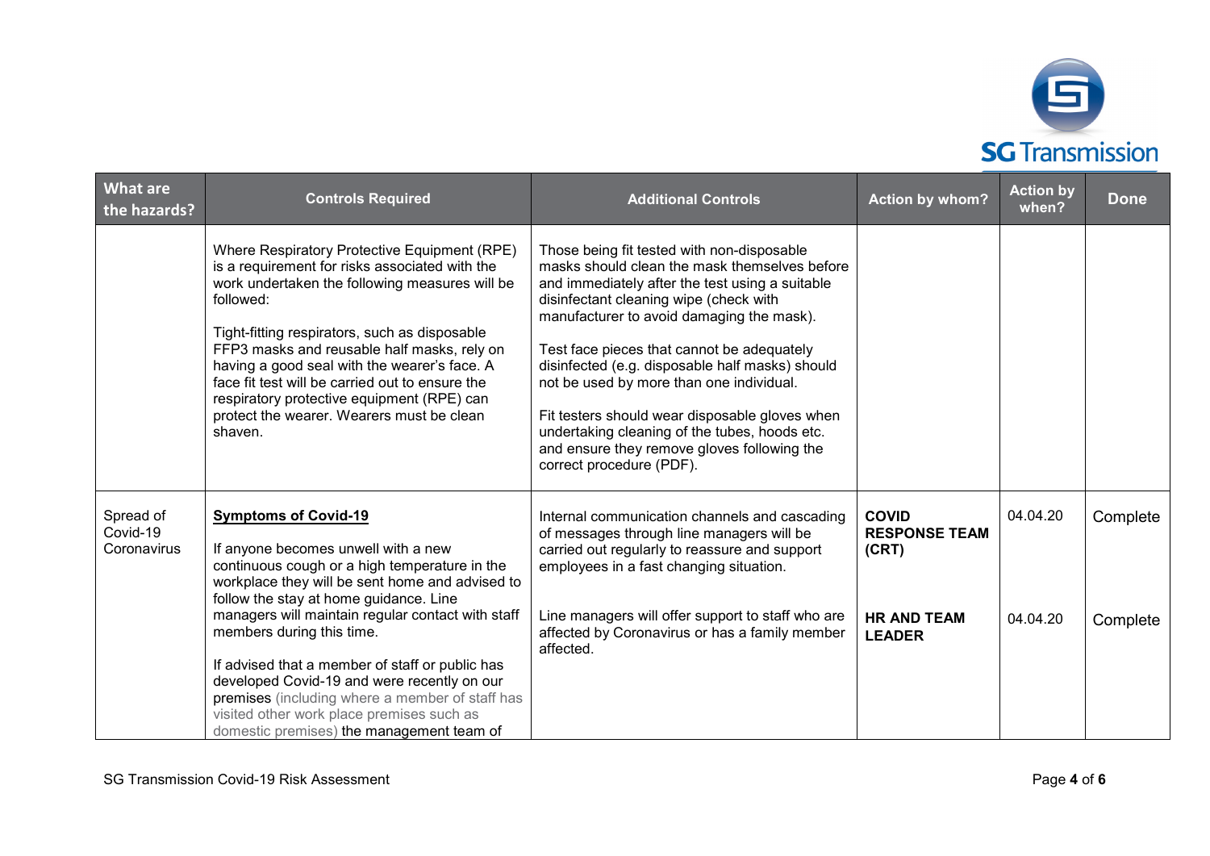| What are the hazards? | Controls Required | Additional Controls | Action by whom? | Action by when? | Done |
|---|---|---|---|---|---|
| | Where Respiratory Protective Equipment (RPE) is a requirement for risks associated with the work undertaken the following measures will be followed:<br><br>Tight-fitting respirators, such as disposable FFP3 masks and reusable half masks, rely on having a good seal with the wearer's face. A face fit test will be carried out to ensure the respiratory protective equipment (RPE) can protect the wearer. Wearers must be clean shaven. | Those being fit tested with non-disposable masks should clean the mask themselves before and immediately after the test using a suitable disinfectant cleaning wipe (check with manufacturer to avoid damaging the mask).<br><br>Test face pieces that cannot be adequately disinfected (e.g. disposable half masks) should not be used by more than one individual.<br><br>Fit testers should wear disposable gloves when undertaking cleaning of the tubes, hoods etc. and ensure they remove gloves following the correct procedure (PDF). | | | |
| Spread of Covid-19 Coronavirus | **Symptoms of Covid-19**<br><br>If anyone becomes unwell with a new continuous cough or a high temperature in the workplace they will be sent home and advised to follow the stay at home guidance. Line managers will maintain regular contact with staff members during this time.<br><br>If advised that a member of staff or public has developed Covid-19 and were recently on our premises (including where a member of staff has visited other work place premises such as domestic premises) the management team of | Internal communication channels and cascading of messages through line managers will be carried out regularly to reassure and support employees in a fast changing situation.<br><br>Line managers will offer support to staff who are affected by Coronavirus or has a family member affected. | **COVID RESPONSE TEAM (CRT)**<br><br>**HR AND TEAM LEADER** | 04.04.20<br><br>04.04.20 | Complete<br><br>Complete |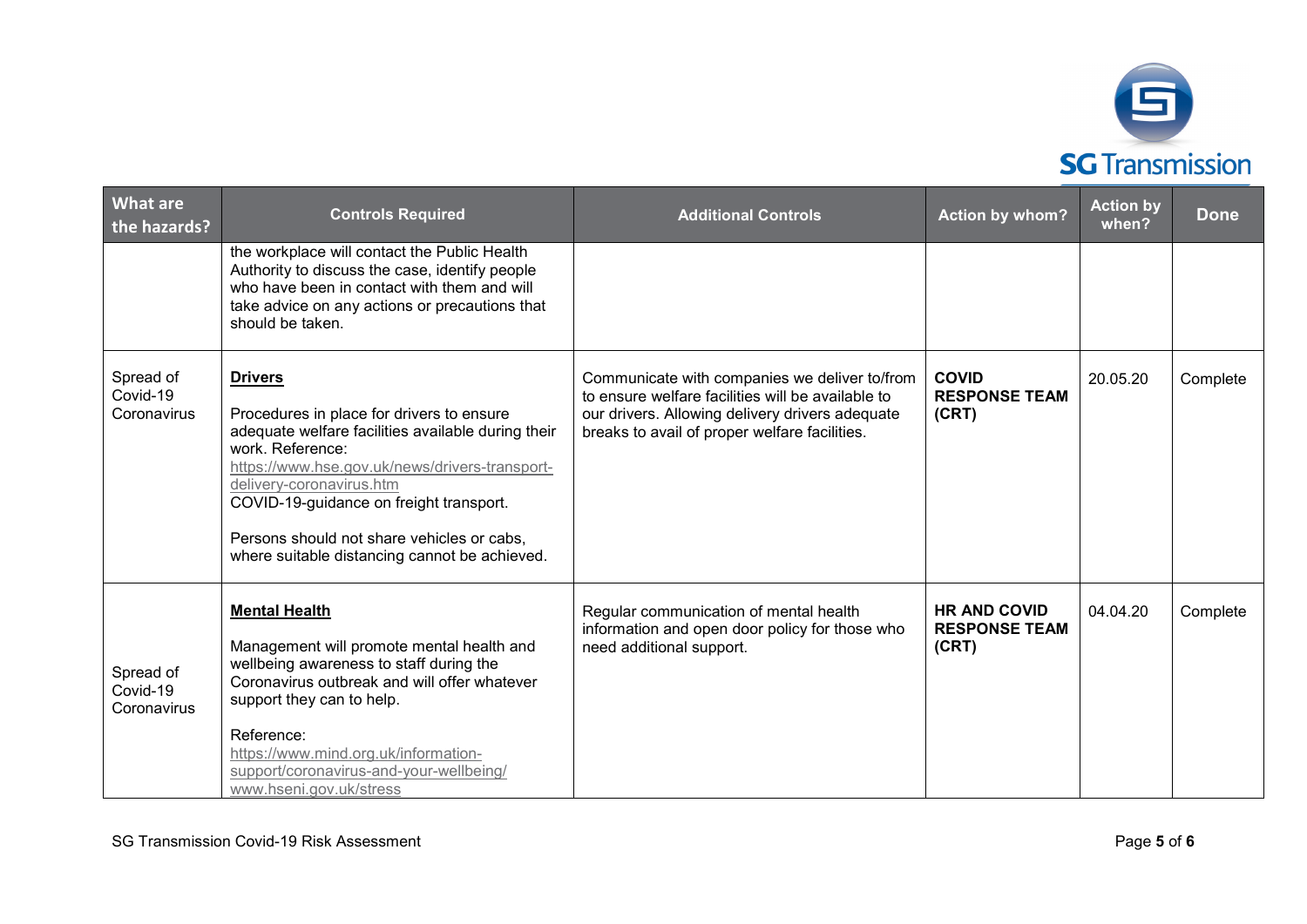| What are the hazards? | Controls Required | Additional Controls | Action by whom? | Action by when? | Done |
| --- | --- | --- | --- | --- | --- |
| | the workplace will contact the Public Health Authority to discuss the case, identify people who have been in contact with them and will take advice on any actions or precautions that should be taken. | | | | |
| Spread of Covid-19 Coronavirus | **Drivers**<br><br>Procedures in place for drivers to ensure adequate welfare facilities available during their work. Reference: https://www.hse.gov.uk/news/drivers-transport-delivery-coronavirus.htm COVID-19-guidance on freight transport.<br><br>Persons should not share vehicles or cabs, where suitable distancing cannot be achieved. | Communicate with companies we deliver to/from to ensure welfare facilities will be available to our drivers. Allowing delivery drivers adequate breaks to avail of proper welfare facilities. | **COVID RESPONSE TEAM (CRT)** | 20.05.20 | Complete |
| Spread of Covid-19 Coronavirus | **Mental Health**<br><br>Management will promote mental health and wellbeing awareness to staff during the Coronavirus outbreak and will offer whatever support they can to help.<br><br>Reference: https://www.mind.org.uk/information-support/coronavirus-and-your-wellbeing/ www.hseni.gov.uk/stress | Regular communication of mental health information and open door policy for those who need additional support. | **HR AND COVID RESPONSE TEAM (CRT)** | 04.04.20 | Complete |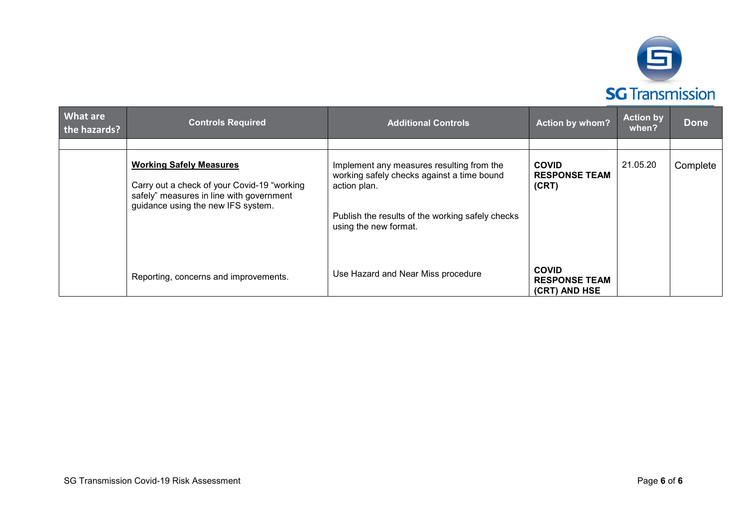| What are the hazards? | Controls Required | Additional Controls | Action by whom? | Action by when? | Done |
|---|---|---|---|---|---|
| | | | | | |
| | **Working Safely Measures**<br><br>Carry out a check of your Covid-19 "working safely" measures in line with government guidance using the new IFS system. | Implement any measures resulting from the working safely checks against a time bound action plan.<br><br>Publish the results of the working safely checks using the new format. | **COVID RESPONSE TEAM (CRT)** | 21.05.20 | Complete |
| | Reporting, concerns and improvements. | Use Hazard and Near Miss procedure | **COVID RESPONSE TEAM (CRT) AND HSE** | | |